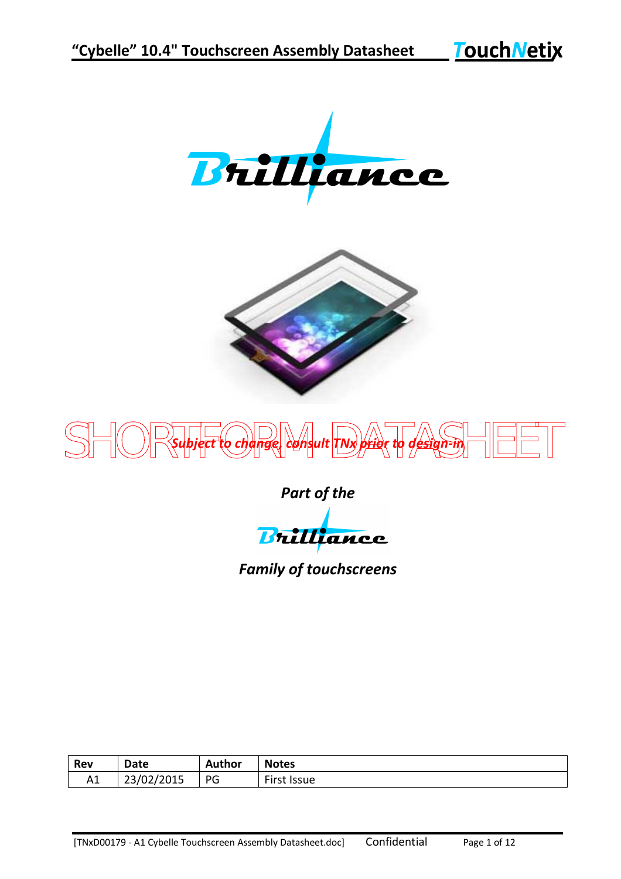# "Cybelle" 10.4" Touchscreen Assembly Datasheet

**Brilliance**

SHORTFORM DATASHEET

***Subject to change, consult TNx prior to design-in***

***Part of the***

**Brilliance**

***Family of touchscreens***

| Rev | Date | Author | Notes |
|---|---|---|---|
| A1 | 23/02/2015 | PG | First Issue |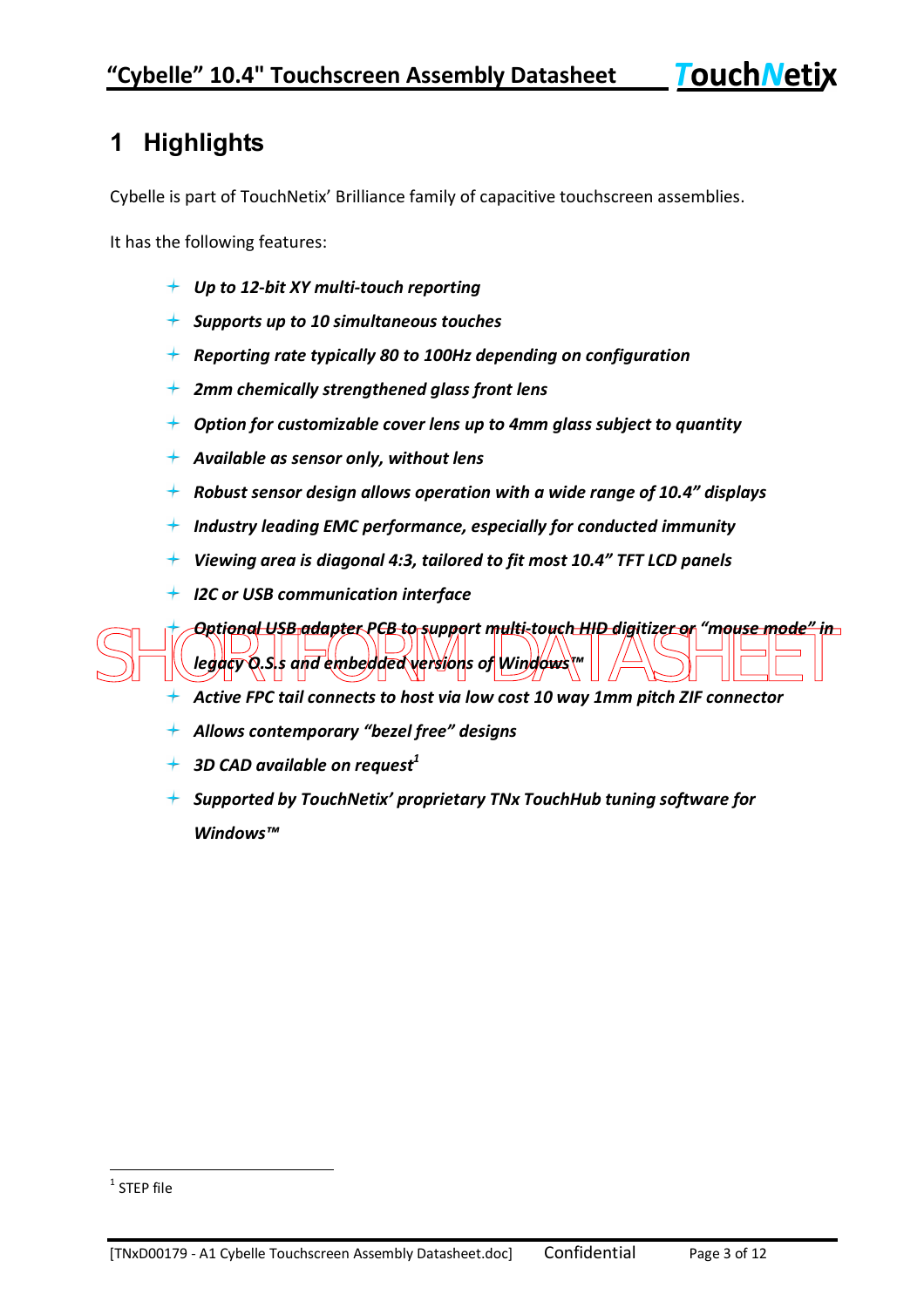# 1 Highlights

Cybelle is part of TouchNetix' Brilliance family of capacitive touchscreen assemblies.

It has the following features:

- *Up to 12-bit XY multi-touch reporting*
- *Supports up to 10 simultaneous touches*
- *Reporting rate typically 80 to 100Hz depending on configuration*
- *2mm chemically strengthened glass front lens*
- *Option for customizable cover lens up to 4mm glass subject to quantity*
- *Available as sensor only, without lens*
- *Robust sensor design allows operation with a wide range of 10.4" displays*
- *Industry leading EMC performance, especially for conducted immunity*
- *Viewing area is diagonal 4:3, tailored to fit most 10.4" TFT LCD panels*
- *I2C or USB communication interface*
- *Optional USB adapter PCB to support multi-touch HID digitizer or "mouse mode" in legacy O.S.s and embedded versions of Windows™*
- *Active FPC tail connects to host via low cost 10 way 1mm pitch ZIF connector*
- *Allows contemporary "bezel free" designs*
- *3D CAD available on request*[1]
- *Supported by TouchNetix' proprietary TNx TouchHub tuning software for Windows™*

[1] STEP file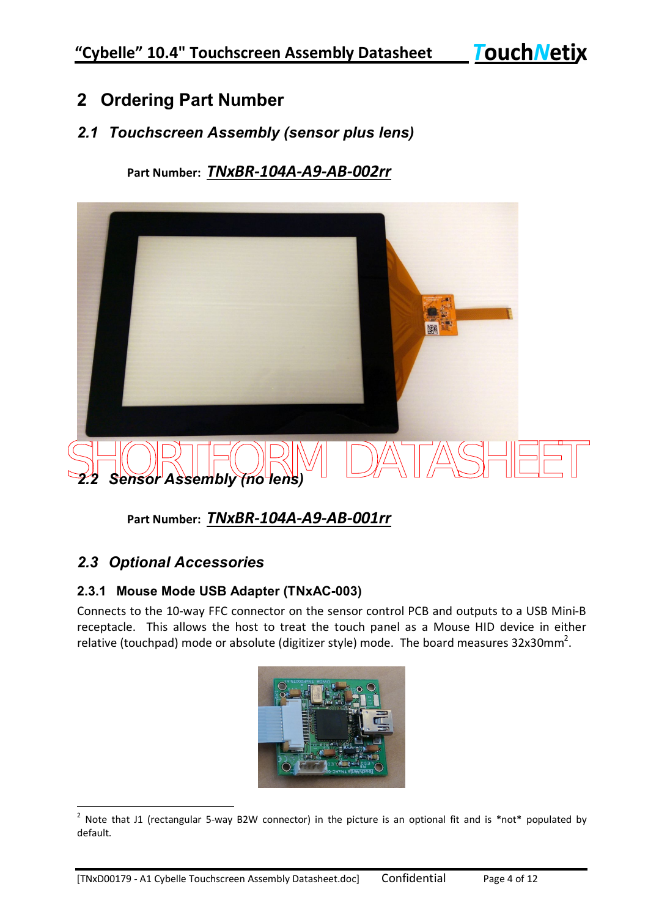# 2 Ordering Part Number

## 2.1 Touchscreen Assembly (sensor plus lens)

**Part Number:** ***TNxBR-104A-A9-AB-002rr***

SHORTFORM DATASHEET

## 2.2 Sensor Assembly (no lens)

**Part Number:** ***TNxBR-104A-A9-AB-001rr***

## 2.3 Optional Accessories

### 2.3.1 Mouse Mode USB Adapter (TNxAC-003)

Connects to the 10-way FFC connector on the sensor control PCB and outputs to a USB Mini-B receptacle. This allows the host to treat the touch panel as a Mouse HID device in either relative (touchpad) mode or absolute (digitizer style) mode. The board measures 32x30mm[2].

[2] Note that J1 (rectangular 5-way B2W connector) in the picture is an optional fit and is *not* populated by default.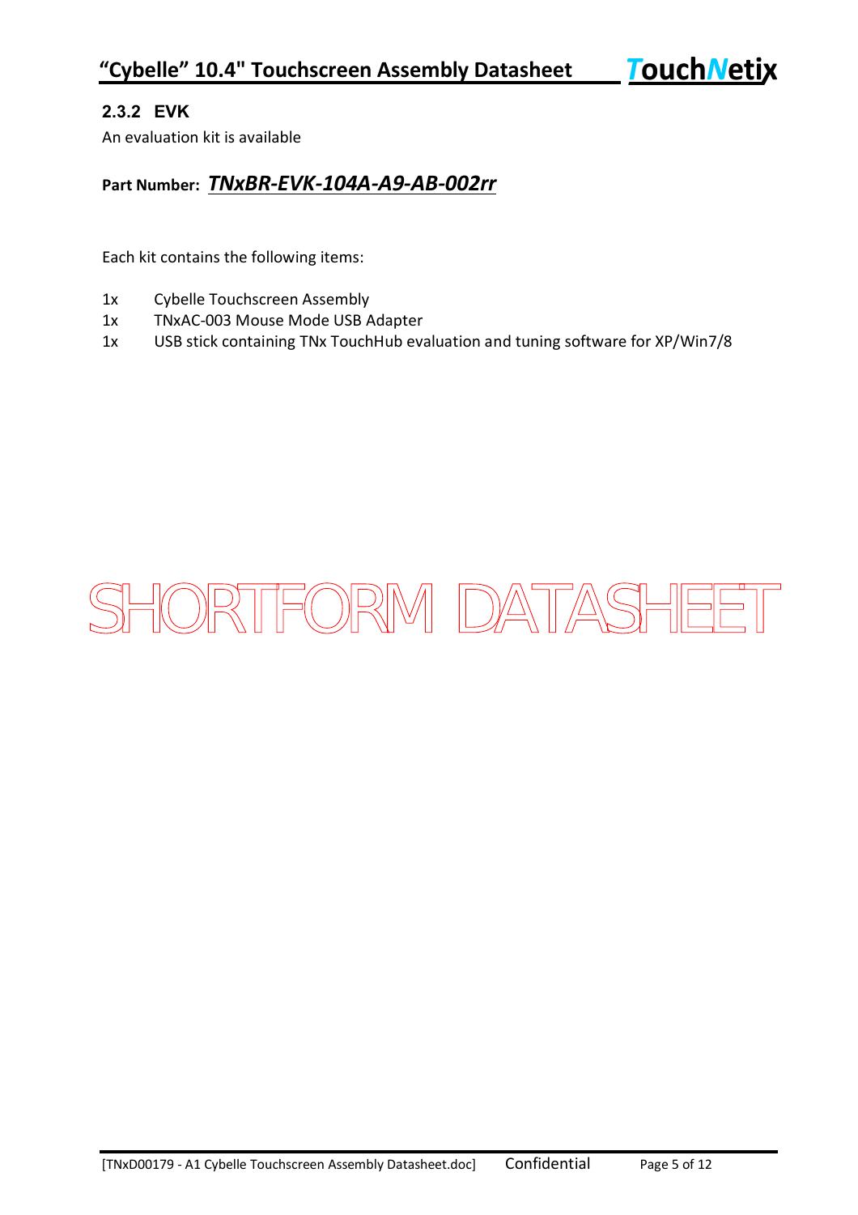### 2.3.2 EVK

An evaluation kit is available

**Part Number:** ***TNxBR-EVK-104A-A9-AB-002rr***

Each kit contains the following items:

- 1x Cybelle Touchscreen Assembly
- 1x TNxAC-003 Mouse Mode USB Adapter
- 1x USB stick containing TNx TouchHub evaluation and tuning software for XP/Win7/8

SHORTFORM DATASHEET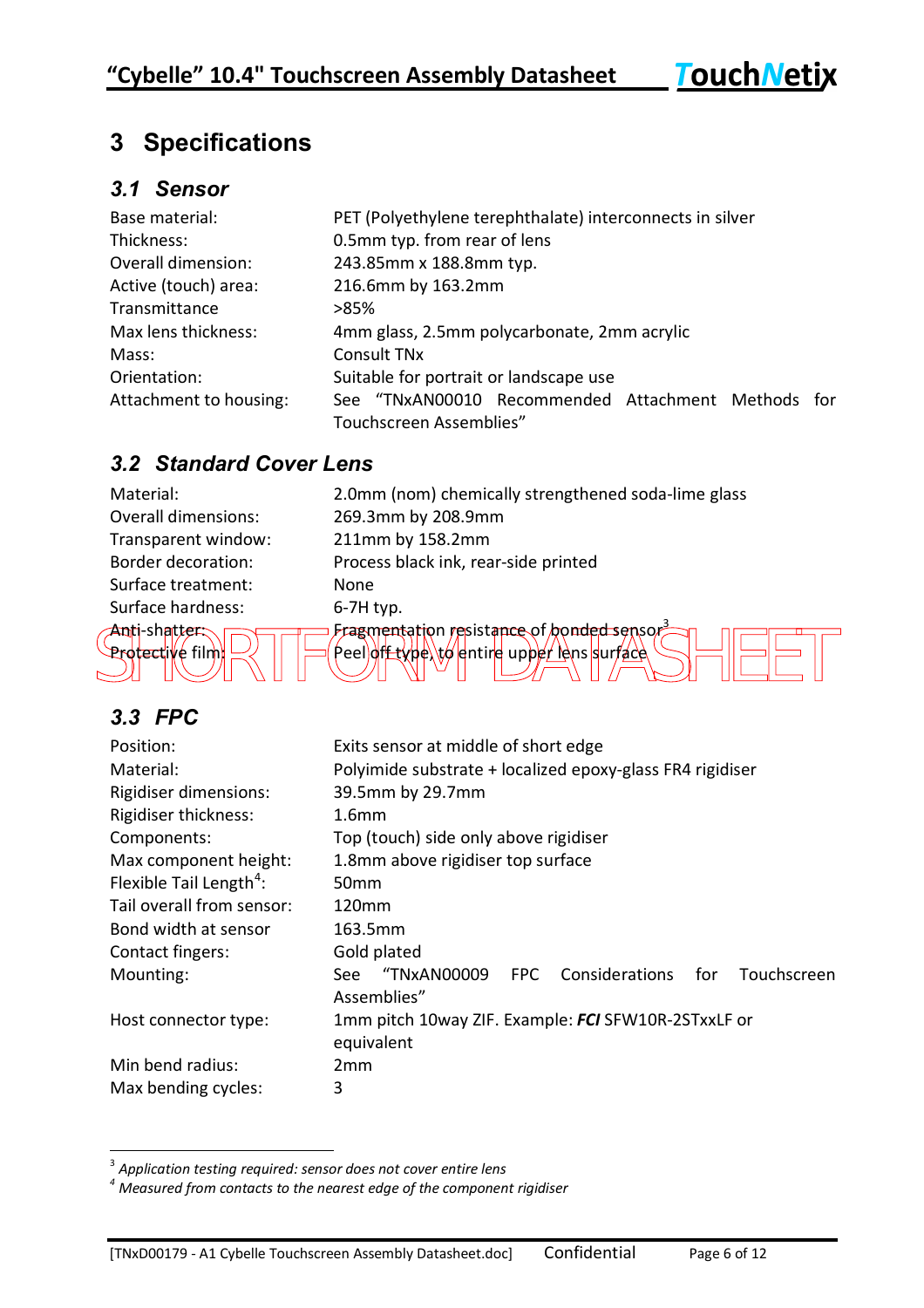# 3 Specifications

## 3.1 Sensor

| | |
|---|---|
| Base material: | PET (Polyethylene terephthalate) interconnects in silver |
| Thickness: | 0.5mm typ. from rear of lens |
| Overall dimension: | 243.85mm x 188.8mm typ. |
| Active (touch) area: | 216.6mm by 163.2mm |
| Transmittance | >85% |
| Max lens thickness: | 4mm glass, 2.5mm polycarbonate, 2mm acrylic |
| Mass: | Consult TNx |
| Orientation: | Suitable for portrait or landscape use |
| Attachment to housing: | See "TNxAN00010 Recommended Attachment Methods for Touchscreen Assemblies" |

## 3.2 Standard Cover Lens

| | |
|---|---|
| Material: | 2.0mm (nom) chemically strengthened soda-lime glass |
| Overall dimensions: | 269.3mm by 208.9mm |
| Transparent window: | 211mm by 158.2mm |
| Border decoration: | Process black ink, rear-side printed |
| Surface treatment: | None |
| Surface hardness: | 6-7H typ. |
| Anti-shatter: | Fragmentation resistance of bonded sensor[3] |
| Protective film: | Peel off type, to entire upper lens surface |

SHORTFORM DATASHEET

## 3.3 FPC

| | |
|---|---|
| Position: | Exits sensor at middle of short edge |
| Material: | Polyimide substrate + localized epoxy-glass FR4 rigidiser |
| Rigidiser dimensions: | 39.5mm by 29.7mm |
| Rigidiser thickness: | 1.6mm |
| Components: | Top (touch) side only above rigidiser |
| Max component height: | 1.8mm above rigidiser top surface |
| Flexible Tail Length[4]: | 50mm |
| Tail overall from sensor: | 120mm |
| Bond width at sensor | 163.5mm |
| Contact fingers: | Gold plated |
| Mounting: | See "TNxAN00009 FPC Considerations for Touchscreen Assemblies" |
| Host connector type: | 1mm pitch 10way ZIF. Example: ***FCI*** SFW10R-2STxxLF or equivalent |
| Min bend radius: | 2mm |
| Max bending cycles: | 3 |

[3] *Application testing required: sensor does not cover entire lens*

[4] *Measured from contacts to the nearest edge of the component rigidiser*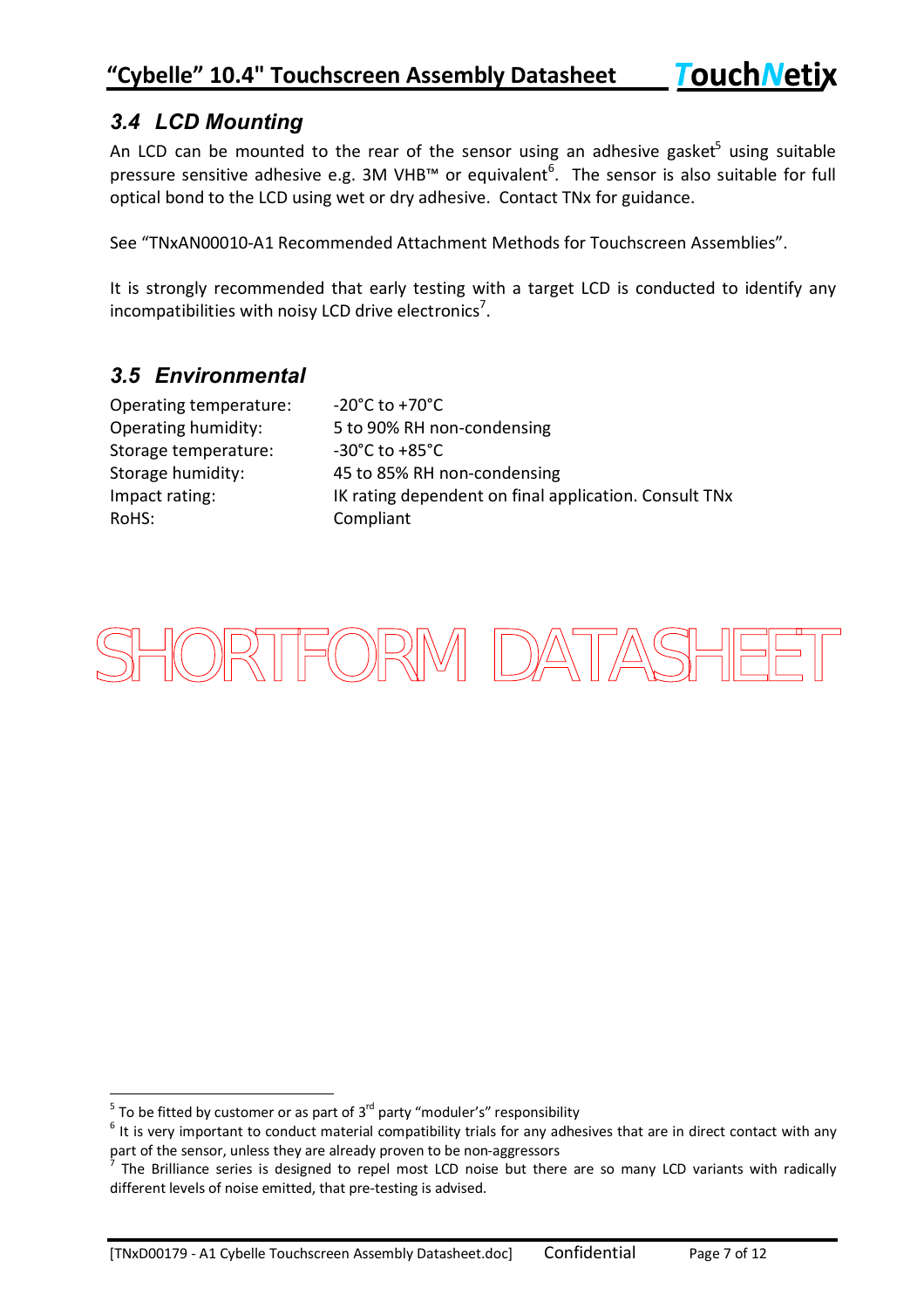## 3.4 LCD Mounting

An LCD can be mounted to the rear of the sensor using an adhesive gasket[5] using suitable pressure sensitive adhesive e.g. 3M VHB™ or equivalent[6]. The sensor is also suitable for full optical bond to the LCD using wet or dry adhesive. Contact TNx for guidance.

See "TNxAN00010-A1 Recommended Attachment Methods for Touchscreen Assemblies".

It is strongly recommended that early testing with a target LCD is conducted to identify any incompatibilities with noisy LCD drive electronics[7].

## 3.5 Environmental

| | |
|---|---|
| Operating temperature: | -20°C to +70°C |
| Operating humidity: | 5 to 90% RH non-condensing |
| Storage temperature: | -30°C to +85°C |
| Storage humidity: | 45 to 85% RH non-condensing |
| Impact rating: | IK rating dependent on final application. Consult TNx |
| RoHS: | Compliant |

SHORTFORM DATASHEET

---

[5] To be fitted by customer or as part of 3rd party "moduler's" responsibility

[6] It is very important to conduct material compatibility trials for any adhesives that are in direct contact with any part of the sensor, unless they are already proven to be non-aggressors

[7] The Brilliance series is designed to repel most LCD noise but there are so many LCD variants with radically different levels of noise emitted, that pre-testing is advised.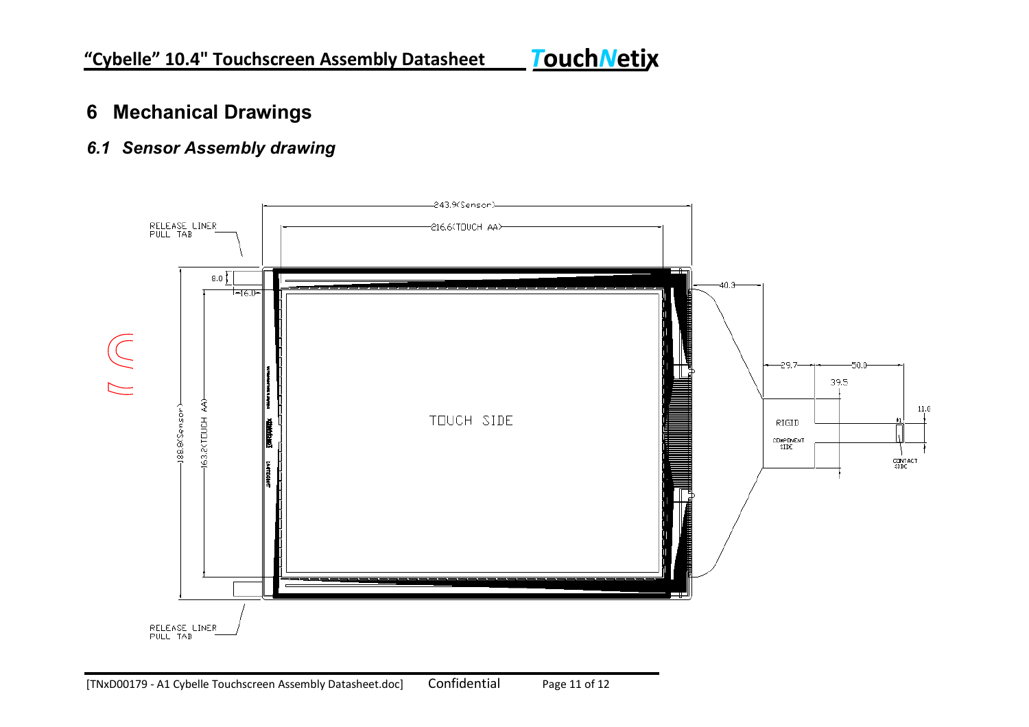# 6 Mechanical Drawings

## 6.1 Sensor Assembly drawing

243.9(Sensor)

216.6(TOUCH AA)

RELEASE LINER PULL TAB

8.0

16.0

40.3

29.7

50.0

39.5

11.0

188.9(Sensor)

163.2(TOUCH AA)

TOUCH SIDE

RIGID

COMPONENT SIDE

#1

CONTACT SIDE

RELEASE LINER PULL TAB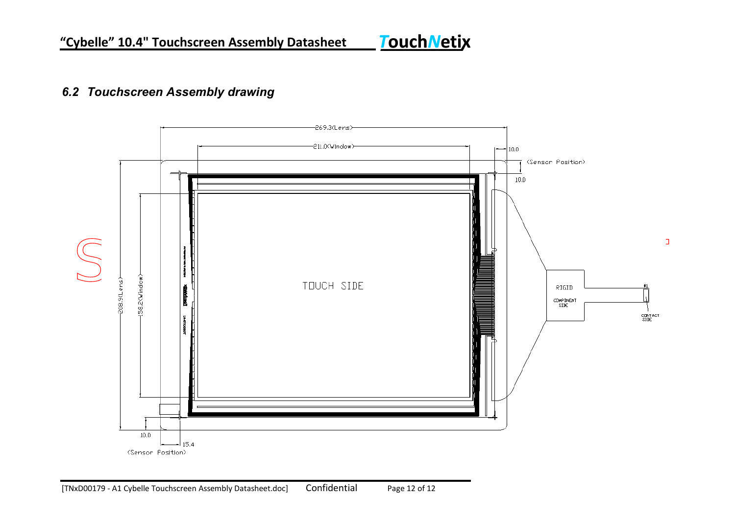## 6.2 Touchscreen Assembly drawing

269.3(Lens)

211.0(Window)

10.0

(Sensor Position)

10.0

TOUCH SIDE

RIGID

COMPONENT SIDE

#1

CONTACT SIDE

208.9(Lens)

158.2(Window)

10.0

15.4

(Sensor Position)